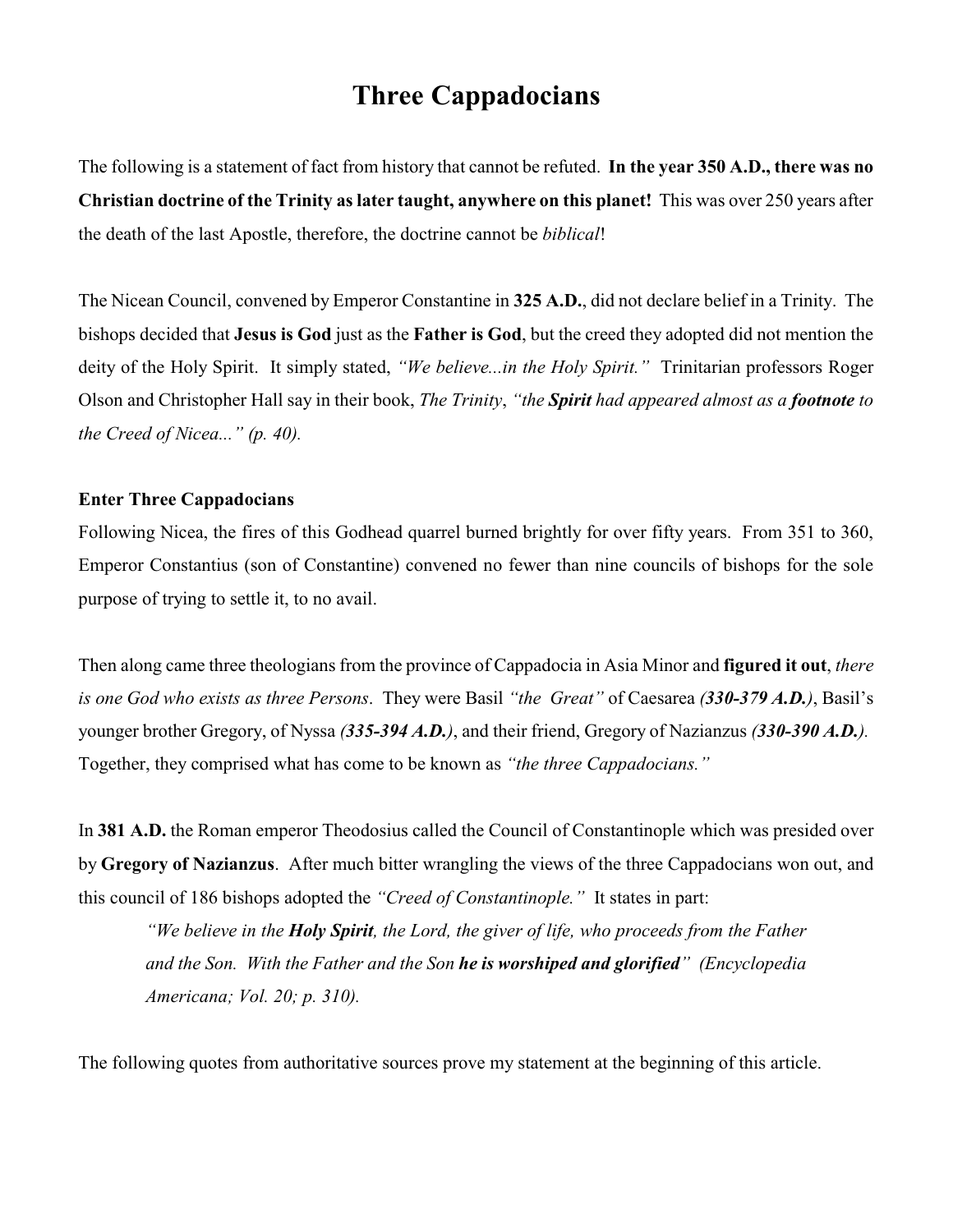# Three Cappadocians

The following is a statement of fact from history that cannot be refuted. **In the year 350 A.D., there was no Christian doctrine of the Trinity as later taught, anywhere on this planet!** This was over 250 years after the death of the last Apostle, therefore, the doctrine cannot be *biblical*!

The Nicean Council, convened by Emperor Constantine in **325 A.D.**, did not declare belief in a Trinity. The bishops decided that **Jesus is God** just as the **Father is God**, but the creed they adopted did not mention the deity of the Holy Spirit. It simply stated, *"We believe...in the Holy Spirit."* Trinitarian professors Roger Olson and Christopher Hall say in their book, *The Trinity*, *"the **Spirit** had appeared almost as a **footnote** to the Creed of Nicea..." (p. 40).*

### Enter Three Cappadocians

Following Nicea, the fires of this Godhead quarrel burned brightly for over fifty years. From 351 to 360, Emperor Constantius (son of Constantine) convened no fewer than nine councils of bishops for the sole purpose of trying to settle it, to no avail.

Then along came three theologians from the province of Cappadocia in Asia Minor and **figured it out**, *there is one God who exists as three Persons*. They were Basil *"the Great"* of Caesarea ***(330-379 A.D.)***, Basil's younger brother Gregory, of Nyssa ***(335-394 A.D.)***, and their friend, Gregory of Nazianzus ***(330-390 A.D.)***. Together, they comprised what has come to be known as *"the three Cappadocians."*

In **381 A.D.** the Roman emperor Theodosius called the Council of Constantinople which was presided over by **Gregory of Nazianzus**. After much bitter wrangling the views of the three Cappadocians won out, and this council of 186 bishops adopted the *"Creed of Constantinople."* It states in part:

> *"We believe in the **Holy Spirit**, the Lord, the giver of life, who proceeds from the Father and the Son. With the Father and the Son **he is worshiped and glorified**" (Encyclopedia Americana; Vol. 20; p. 310).*

The following quotes from authoritative sources prove my statement at the beginning of this article.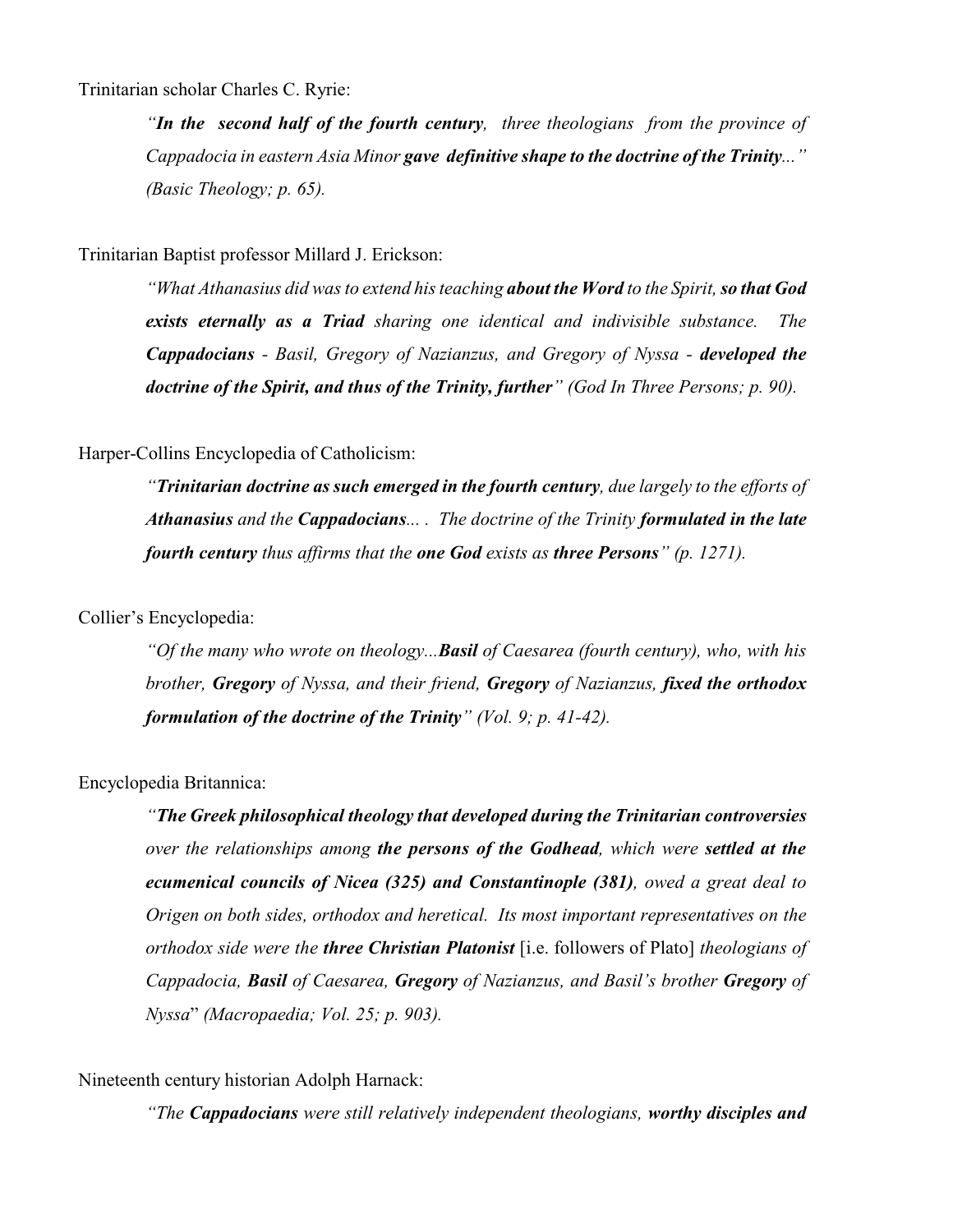Trinitarian scholar Charles C. Ryrie:

> *"**In the second half of the fourth century**, three theologians from the province of Cappadocia in eastern Asia Minor **gave definitive shape to the doctrine of the Trinity**..." (Basic Theology; p. 65).*

Trinitarian Baptist professor Millard J. Erickson:

> *"What Athanasius did was to extend his teaching **about the Word** to the Spirit, **so that God exists eternally as a Triad** sharing one identical and indivisible substance. The **Cappadocians** - Basil, Gregory of Nazianzus, and Gregory of Nyssa - **developed the doctrine of the Spirit, and thus of the Trinity, further**" (God In Three Persons; p. 90).*

Harper-Collins Encyclopedia of Catholicism:

> *"**Trinitarian doctrine as such emerged in the fourth century**, due largely to the efforts of **Athanasius** and the **Cappadocians**... . The doctrine of the Trinity **formulated in the late fourth century** thus affirms that the **one God** exists as **three Persons**" (p. 1271).*

Collier's Encyclopedia:

> *"Of the many who wrote on theology...**Basil** of Caesarea (fourth century), who, with his brother, **Gregory** of Nyssa, and their friend, **Gregory** of Nazianzus, **fixed the orthodox formulation of the doctrine of the Trinity**" (Vol. 9; p. 41-42).*

Encyclopedia Britannica:

> *"**The Greek philosophical theology that developed during the Trinitarian controversies** over the relationships among **the persons of the Godhead**, which were **settled at the ecumenical councils of Nicea (325) and Constantinople (381)**, owed a great deal to Origen on both sides, orthodox and heretical. Its most important representatives on the orthodox side were the **three Christian Platonist*** [i.e. followers of Plato] *theologians of Cappadocia, **Basil** of Caesarea, **Gregory** of Nazianzus, and Basil's brother **Gregory** of Nyssa*" *(Macropaedia; Vol. 25; p. 903).*

Nineteenth century historian Adolph Harnack:

> *"The **Cappadocians** were still relatively independent theologians, **worthy disciples and***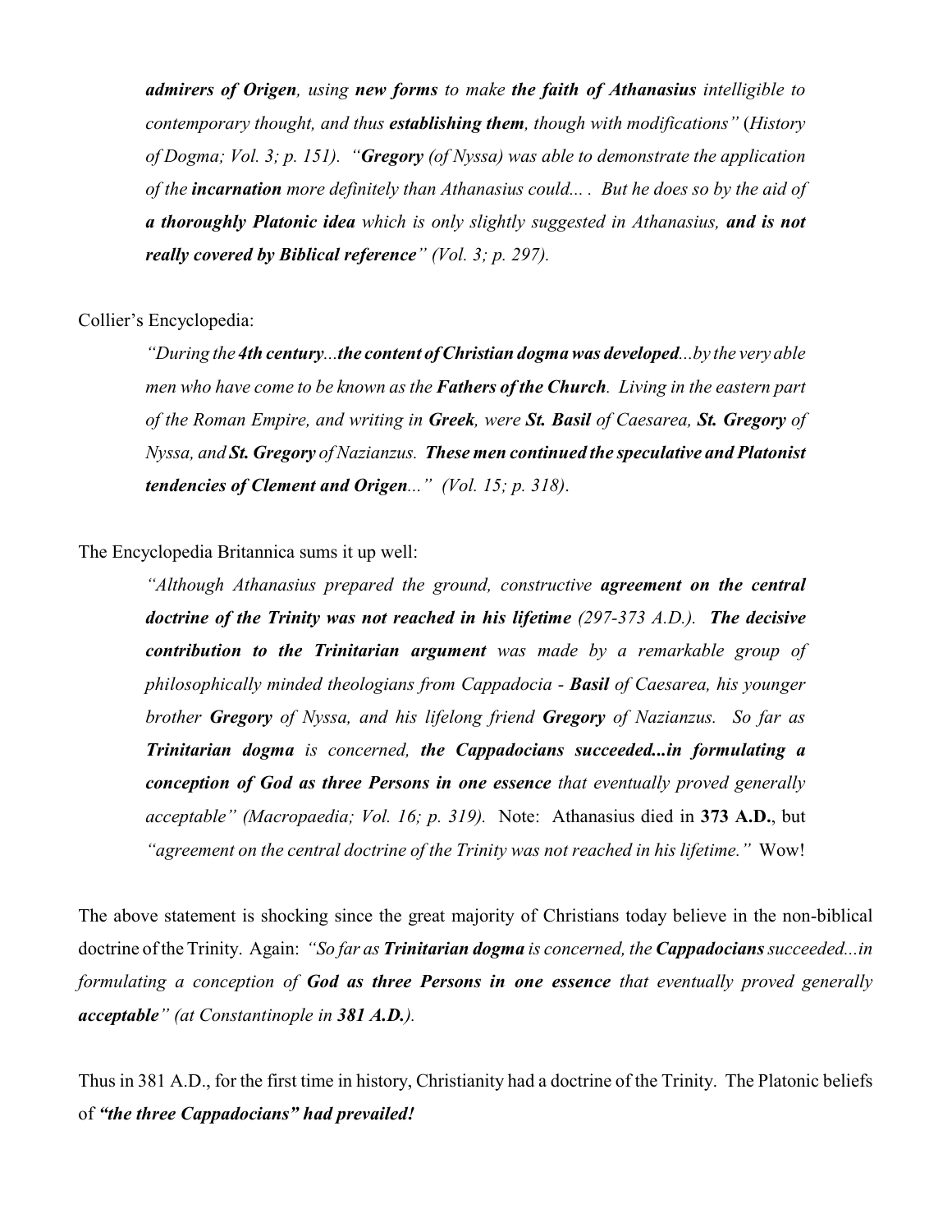***admirers of Origen**, using **new forms** to make **the faith of Athanasius** intelligible to contemporary thought, and thus **establishing them**, though with modifications"* (*History of Dogma; Vol. 3; p. 151). "**Gregory** (of Nyssa) was able to demonstrate the application of the **incarnation** more definitely than Athanasius could... . But he does so by the aid of **a thoroughly Platonic idea** which is only slightly suggested in Athanasius, **and is not really covered by Biblical reference**" (Vol. 3; p. 297).*

Collier's Encyclopedia:

> *"During the **4th century**...**the content of Christian dogma was developed**...by the very able men who have come to be known as the **Fathers of the Church**. Living in the eastern part of the Roman Empire, and writing in **Greek**, were **St. Basil** of Caesarea, **St. Gregory** of Nyssa, and **St. Gregory** of Nazianzus. **These men continued the speculative and Platonist tendencies of Clement and Origen**..." (Vol. 15; p. 318).*

The Encyclopedia Britannica sums it up well:

> *"Although Athanasius prepared the ground, constructive **agreement on the central doctrine of the Trinity was not reached in his lifetime** (297-373 A.D.). **The decisive contribution to the Trinitarian argument** was made by a remarkable group of philosophically minded theologians from Cappadocia - **Basil** of Caesarea, his younger brother **Gregory** of Nyssa, and his lifelong friend **Gregory** of Nazianzus. So far as **Trinitarian dogma** is concerned, **the Cappadocians succeeded...in formulating a conception of God as three Persons in one essence** that eventually proved generally acceptable" (Macropaedia; Vol. 16; p. 319).* Note: Athanasius died in **373 A.D.**, but *"agreement on the central doctrine of the Trinity was not reached in his lifetime."* Wow!

The above statement is shocking since the great majority of Christians today believe in the non-biblical doctrine of the Trinity. Again: *"So far as **Trinitarian dogma** is concerned, the **Cappadocians** succeeded...in formulating a conception of **God as three Persons in one essence** that eventually proved generally **acceptable**" (at Constantinople in **381 A.D.**).*

Thus in 381 A.D., for the first time in history, Christianity had a doctrine of the Trinity. The Platonic beliefs of ***"the three Cappadocians" had prevailed!***